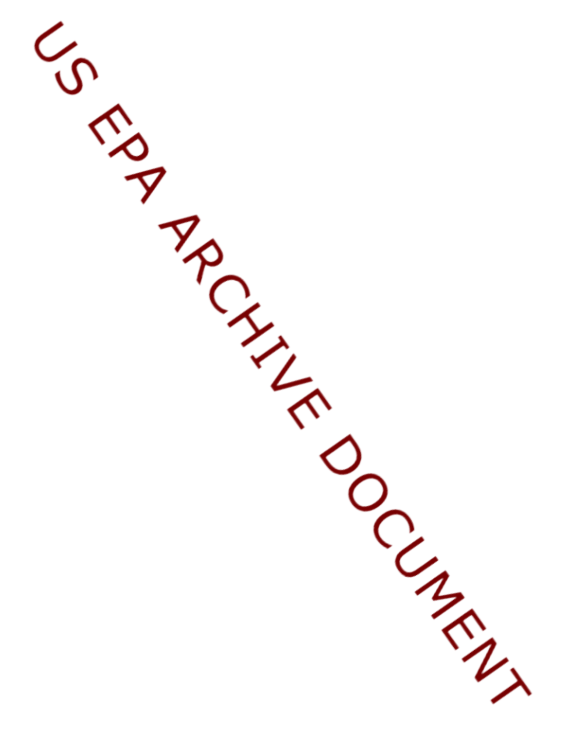US EPA ARCHIVE DOCUMENT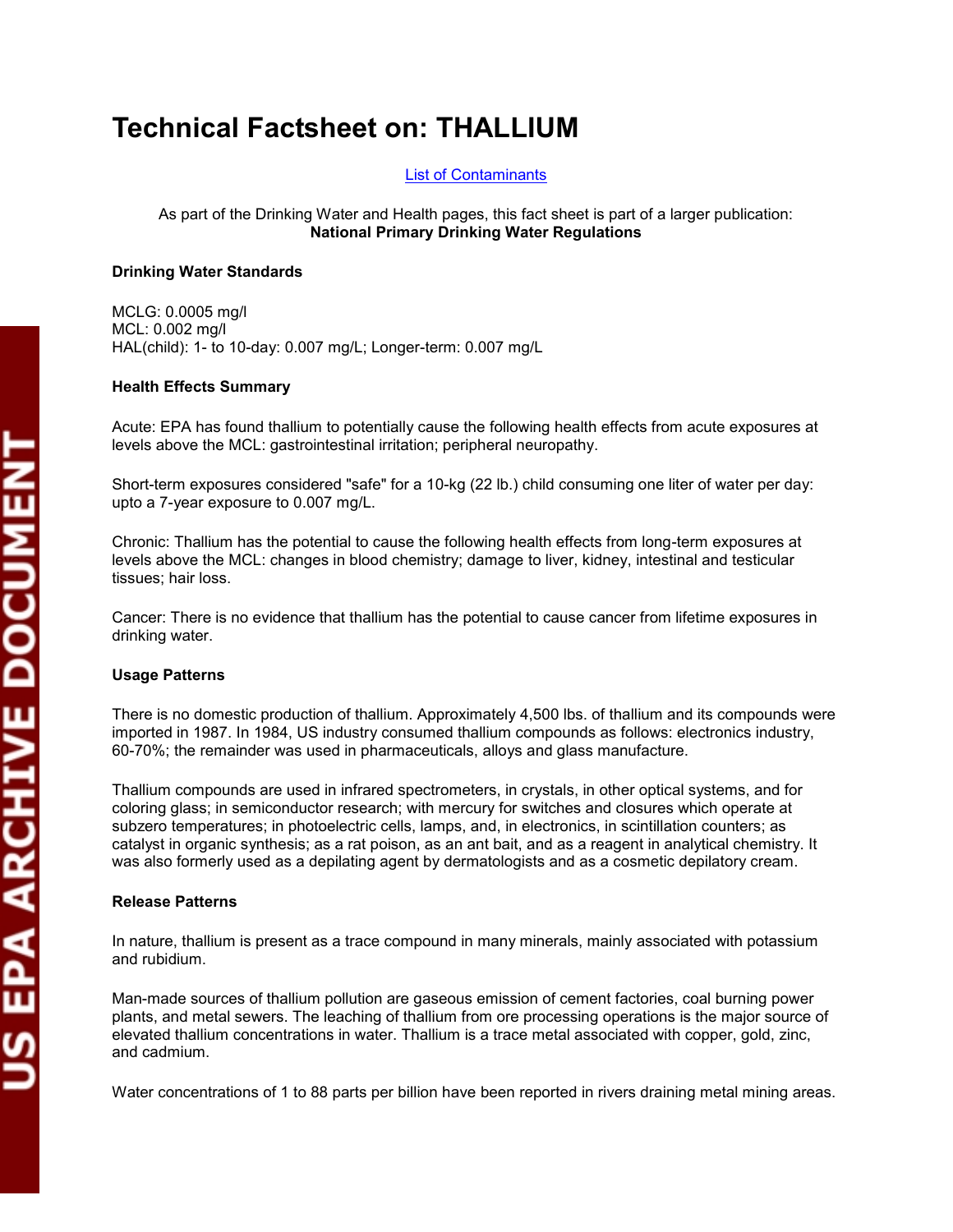# Technical Factsheet on: THALLIUM

List of Contaminants

As part of the Drinking Water and Health pages, this fact sheet is part of a larger publication:
**National Primary Drinking Water Regulations**

**Drinking Water Standards**

MCLG: 0.0005 mg/l
MCL: 0.002 mg/l
HAL(child): 1- to 10-day: 0.007 mg/L; Longer-term: 0.007 mg/L

**Health Effects Summary**

Acute: EPA has found thallium to potentially cause the following health effects from acute exposures at levels above the MCL: gastrointestinal irritation; peripheral neuropathy.

Short-term exposures considered "safe" for a 10-kg (22 lb.) child consuming one liter of water per day: upto a 7-year exposure to 0.007 mg/L.

Chronic: Thallium has the potential to cause the following health effects from long-term exposures at levels above the MCL: changes in blood chemistry; damage to liver, kidney, intestinal and testicular tissues; hair loss.

Cancer: There is no evidence that thallium has the potential to cause cancer from lifetime exposures in drinking water.

**Usage Patterns**

There is no domestic production of thallium. Approximately 4,500 lbs. of thallium and its compounds were imported in 1987. In 1984, US industry consumed thallium compounds as follows: electronics industry, 60-70%; the remainder was used in pharmaceuticals, alloys and glass manufacture.

Thallium compounds are used in infrared spectrometers, in crystals, in other optical systems, and for coloring glass; in semiconductor research; with mercury for switches and closures which operate at subzero temperatures; in photoelectric cells, lamps, and, in electronics, in scintillation counters; as catalyst in organic synthesis; as a rat poison, as an ant bait, and as a reagent in analytical chemistry. It was also formerly used as a depilating agent by dermatologists and as a cosmetic depilatory cream.

**Release Patterns**

In nature, thallium is present as a trace compound in many minerals, mainly associated with potassium and rubidium.

Man-made sources of thallium pollution are gaseous emission of cement factories, coal burning power plants, and metal sewers. The leaching of thallium from ore processing operations is the major source of elevated thallium concentrations in water. Thallium is a trace metal associated with copper, gold, zinc, and cadmium.

Water concentrations of 1 to 88 parts per billion have been reported in rivers draining metal mining areas.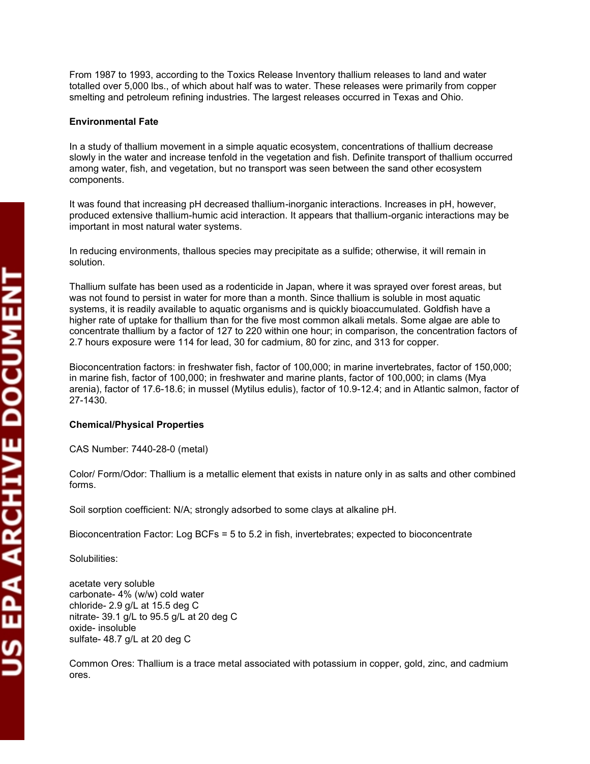From 1987 to 1993, according to the Toxics Release Inventory thallium releases to land and water totalled over 5,000 lbs., of which about half was to water. These releases were primarily from copper smelting and petroleum refining industries. The largest releases occurred in Texas and Ohio.

**Environmental Fate**

In a study of thallium movement in a simple aquatic ecosystem, concentrations of thallium decrease slowly in the water and increase tenfold in the vegetation and fish. Definite transport of thallium occurred among water, fish, and vegetation, but no transport was seen between the sand other ecosystem components.

It was found that increasing pH decreased thallium-inorganic interactions. Increases in pH, however, produced extensive thallium-humic acid interaction. It appears that thallium-organic interactions may be important in most natural water systems.

In reducing environments, thallous species may precipitate as a sulfide; otherwise, it will remain in solution.

Thallium sulfate has been used as a rodenticide in Japan, where it was sprayed over forest areas, but was not found to persist in water for more than a month. Since thallium is soluble in most aquatic systems, it is readily available to aquatic organisms and is quickly bioaccumulated. Goldfish have a higher rate of uptake for thallium than for the five most common alkali metals. Some algae are able to concentrate thallium by a factor of 127 to 220 within one hour; in comparison, the concentration factors of 2.7 hours exposure were 114 for lead, 30 for cadmium, 80 for zinc, and 313 for copper.

Bioconcentration factors: in freshwater fish, factor of 100,000; in marine invertebrates, factor of 150,000; in marine fish, factor of 100,000; in freshwater and marine plants, factor of 100,000; in clams (Mya arenia), factor of 17.6-18.6; in mussel (Mytilus edulis), factor of 10.9-12.4; and in Atlantic salmon, factor of 27-1430.

**Chemical/Physical Properties**

CAS Number: 7440-28-0 (metal)

Color/ Form/Odor: Thallium is a metallic element that exists in nature only in as salts and other combined forms.

Soil sorption coefficient: N/A; strongly adsorbed to some clays at alkaline pH.

Bioconcentration Factor: Log BCFs = 5 to 5.2 in fish, invertebrates; expected to bioconcentrate

Solubilities:

acetate very soluble
carbonate- 4% (w/w) cold water
chloride- 2.9 g/L at 15.5 deg C
nitrate- 39.1 g/L to 95.5 g/L at 20 deg C
oxide- insoluble
sulfate- 48.7 g/L at 20 deg C

Common Ores: Thallium is a trace metal associated with potassium in copper, gold, zinc, and cadmium ores.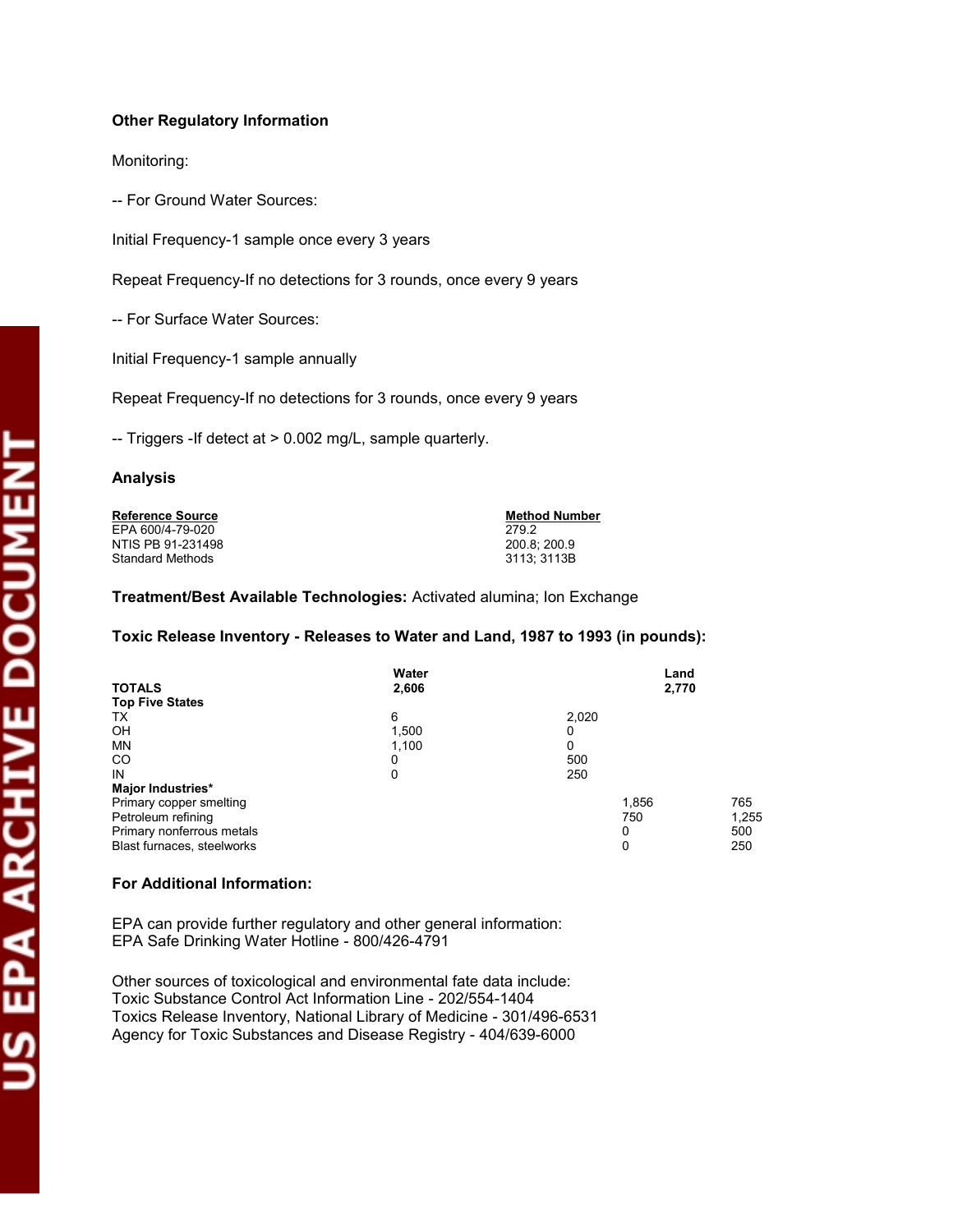**Other Regulatory Information**

Monitoring:

-- For Ground Water Sources:

Initial Frequency-1 sample once every 3 years

Repeat Frequency-If no detections for 3 rounds, once every 9 years

-- For Surface Water Sources:

Initial Frequency-1 sample annually

Repeat Frequency-If no detections for 3 rounds, once every 9 years

-- Triggers -If detect at > 0.002 mg/L, sample quarterly.

### Analysis

| Reference Source | Method Number |
|---|---|
| EPA 600/4-79-020 | 279.2 |
| NTIS PB 91-231498 | 200.8; 200.9 |
| Standard Methods | 3113; 3113B |

**Treatment/Best Available Technologies:** Activated alumina; Ion Exchange

**Toxic Release Inventory - Releases to Water and Land, 1987 to 1993 (in pounds):**

| | Water | Land |
|---|---|---|
| **TOTALS** | **2,606** | **2,770** |
| **Top Five States** | | |
| TX | 6 | 2,020 |
| OH | 1,500 | 0 |
| MN | 1,100 | 0 |
| CO | 0 | 500 |
| IN | 0 | 250 |
| **Major Industries*** | | |
| Primary copper smelting | 1,856 | 765 |
| Petroleum refining | 750 | 1,255 |
| Primary nonferrous metals | 0 | 500 |
| Blast furnaces, steelworks | 0 | 250 |

### For Additional Information:

EPA can provide further regulatory and other general information:
EPA Safe Drinking Water Hotline - 800/426-4791

Other sources of toxicological and environmental fate data include:
Toxic Substance Control Act Information Line - 202/554-1404
Toxics Release Inventory, National Library of Medicine - 301/496-6531
Agency for Toxic Substances and Disease Registry - 404/639-6000